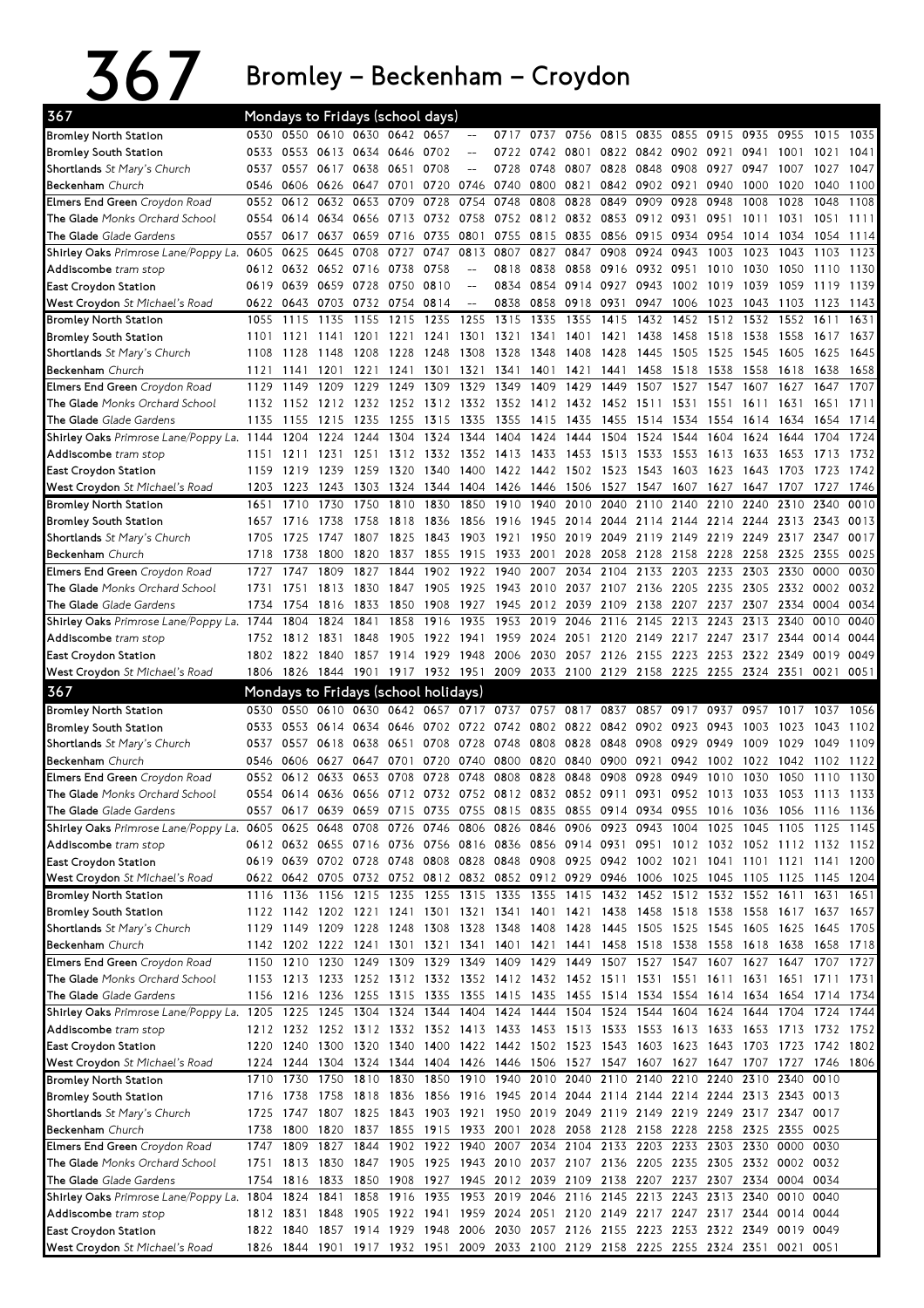# 367 Bromley – Beckenham – Croydon

## 367 Mondays to Fridays (school days)

| Stop | | | | | | | | | | | | | | | | | | |
|---|---|---|---|---|---|---|---|---|---|---|---|---|---|---|---|---|---|---|
| **Bromley North Station** | 0530 | 0550 | 0610 | 0630 | 0642 | 0657 | -- | 0717 | 0737 | 0756 | 0815 | 0835 | 0855 | 0915 | 0935 | 0955 | 1015 | 1035 |
| **Bromley South Station** | 0533 | 0553 | 0613 | 0634 | 0646 | 0702 | -- | 0722 | 0742 | 0801 | 0822 | 0842 | 0902 | 0921 | 0941 | 1001 | 1021 | 1041 |
| **Shortlands** *St Mary's Church* | 0537 | 0557 | 0617 | 0638 | 0651 | 0708 | -- | 0728 | 0748 | 0807 | 0828 | 0848 | 0908 | 0927 | 0947 | 1007 | 1027 | 1047 |
| **Beckenham** *Church* | 0546 | 0606 | 0626 | 0647 | 0701 | 0720 | 0746 | 0740 | 0800 | 0821 | 0842 | 0902 | 0921 | 0940 | 1000 | 1020 | 1040 | 1100 |
| **Elmers End Green** *Croydon Road* | 0552 | 0612 | 0632 | 0653 | 0709 | 0728 | 0754 | 0748 | 0808 | 0828 | 0849 | 0909 | 0928 | 0948 | 1008 | 1028 | 1048 | 1108 |
| **The Glade** *Monks Orchard School* | 0554 | 0614 | 0634 | 0656 | 0713 | 0732 | 0758 | 0752 | 0812 | 0832 | 0853 | 0912 | 0931 | 0951 | 1011 | 1031 | 1051 | 1111 |
| **The Glade** *Glade Gardens* | 0557 | 0617 | 0637 | 0659 | 0716 | 0735 | 0801 | 0755 | 0815 | 0835 | 0856 | 0915 | 0934 | 0954 | 1014 | 1034 | 1054 | 1114 |
| **Shirley Oaks** *Primrose Lane/Poppy La.* | 0605 | 0625 | 0645 | 0708 | 0727 | 0747 | 0813 | 0807 | 0827 | 0847 | 0908 | 0924 | 0943 | 1003 | 1023 | 1043 | 1103 | 1123 |
| **Addiscombe** *tram stop* | 0612 | 0632 | 0652 | 0716 | 0738 | 0758 | -- | 0818 | 0838 | 0858 | 0916 | 0932 | 0951 | 1010 | 1030 | 1050 | 1110 | 1130 |
| **East Croydon Station** | 0619 | 0639 | 0659 | 0728 | 0750 | 0810 | -- | 0834 | 0854 | 0914 | 0927 | 0943 | 1002 | 1019 | 1039 | 1059 | 1119 | 1139 |
| **West Croydon** *St Michael's Road* | 0622 | 0643 | 0703 | 0732 | 0754 | 0814 | -- | 0838 | 0858 | 0918 | 0931 | 0947 | 1006 | 1023 | 1043 | 1103 | 1123 | 1143 |
| **Bromley North Station** | 1055 | 1115 | 1135 | 1155 | 1215 | 1235 | 1255 | 1315 | 1335 | 1355 | 1415 | 1432 | 1452 | 1512 | 1532 | 1552 | 1611 | 1631 |
| **Bromley South Station** | 1101 | 1121 | 1141 | 1201 | 1221 | 1241 | 1301 | 1321 | 1341 | 1401 | 1421 | 1438 | 1458 | 1518 | 1538 | 1558 | 1617 | 1637 |
| **Shortlands** *St Mary's Church* | 1108 | 1128 | 1148 | 1208 | 1228 | 1248 | 1308 | 1328 | 1348 | 1408 | 1428 | 1445 | 1505 | 1525 | 1545 | 1605 | 1625 | 1645 |
| **Beckenham** *Church* | 1121 | 1141 | 1201 | 1221 | 1241 | 1301 | 1321 | 1341 | 1401 | 1421 | 1441 | 1458 | 1518 | 1538 | 1558 | 1618 | 1638 | 1658 |
| **Elmers End Green** *Croydon Road* | 1129 | 1149 | 1209 | 1229 | 1249 | 1309 | 1329 | 1349 | 1409 | 1429 | 1449 | 1507 | 1527 | 1547 | 1607 | 1627 | 1647 | 1707 |
| **The Glade** *Monks Orchard School* | 1132 | 1152 | 1212 | 1232 | 1252 | 1312 | 1332 | 1352 | 1412 | 1432 | 1452 | 1511 | 1531 | 1551 | 1611 | 1631 | 1651 | 1711 |
| **The Glade** *Glade Gardens* | 1135 | 1155 | 1215 | 1235 | 1255 | 1315 | 1335 | 1355 | 1415 | 1435 | 1455 | 1514 | 1534 | 1554 | 1614 | 1634 | 1654 | 1714 |
| **Shirley Oaks** *Primrose Lane/Poppy La.* | 1144 | 1204 | 1224 | 1244 | 1304 | 1324 | 1344 | 1404 | 1424 | 1444 | 1504 | 1524 | 1544 | 1604 | 1624 | 1644 | 1704 | 1724 |
| **Addiscombe** *tram stop* | 1151 | 1211 | 1231 | 1251 | 1312 | 1332 | 1352 | 1413 | 1433 | 1453 | 1513 | 1533 | 1553 | 1613 | 1633 | 1653 | 1713 | 1732 |
| **East Croydon Station** | 1159 | 1219 | 1239 | 1259 | 1320 | 1340 | 1400 | 1422 | 1442 | 1502 | 1523 | 1543 | 1603 | 1623 | 1643 | 1703 | 1723 | 1742 |
| **West Croydon** *St Michael's Road* | 1203 | 1223 | 1243 | 1303 | 1324 | 1344 | 1404 | 1426 | 1446 | 1506 | 1527 | 1547 | 1607 | 1627 | 1647 | 1707 | 1727 | 1746 |
| **Bromley North Station** | 1651 | 1710 | 1730 | 1750 | 1810 | 1830 | 1850 | 1910 | 1940 | 2010 | 2040 | 2110 | 2140 | 2210 | 2240 | 2310 | 2340 | 0010 |
| **Bromley South Station** | 1657 | 1716 | 1738 | 1758 | 1818 | 1836 | 1856 | 1916 | 1945 | 2014 | 2044 | 2114 | 2144 | 2214 | 2244 | 2313 | 2343 | 0013 |
| **Shortlands** *St Mary's Church* | 1705 | 1725 | 1747 | 1807 | 1825 | 1843 | 1903 | 1921 | 1950 | 2019 | 2049 | 2119 | 2149 | 2219 | 2249 | 2317 | 2347 | 0017 |
| **Beckenham** *Church* | 1718 | 1738 | 1800 | 1820 | 1837 | 1855 | 1915 | 1933 | 2001 | 2028 | 2058 | 2128 | 2158 | 2228 | 2258 | 2325 | 2355 | 0025 |
| **Elmers End Green** *Croydon Road* | 1727 | 1747 | 1809 | 1827 | 1844 | 1902 | 1922 | 1940 | 2007 | 2034 | 2104 | 2133 | 2203 | 2233 | 2303 | 2330 | 0000 | 0030 |
| **The Glade** *Monks Orchard School* | 1731 | 1751 | 1813 | 1830 | 1847 | 1905 | 1925 | 1943 | 2010 | 2037 | 2107 | 2136 | 2205 | 2235 | 2305 | 2332 | 0002 | 0032 |
| **The Glade** *Glade Gardens* | 1734 | 1754 | 1816 | 1833 | 1850 | 1908 | 1927 | 1945 | 2012 | 2039 | 2109 | 2138 | 2207 | 2237 | 2307 | 2334 | 0004 | 0034 |
| **Shirley Oaks** *Primrose Lane/Poppy La.* | 1744 | 1804 | 1824 | 1841 | 1858 | 1916 | 1935 | 1953 | 2019 | 2046 | 2116 | 2145 | 2213 | 2243 | 2313 | 2340 | 0010 | 0040 |
| **Addiscombe** *tram stop* | 1752 | 1812 | 1831 | 1848 | 1905 | 1922 | 1941 | 1959 | 2024 | 2051 | 2120 | 2149 | 2217 | 2247 | 2317 | 2344 | 0014 | 0044 |
| **East Croydon Station** | 1802 | 1822 | 1840 | 1857 | 1914 | 1929 | 1948 | 2006 | 2030 | 2057 | 2126 | 2155 | 2223 | 2253 | 2322 | 2349 | 0019 | 0049 |
| **West Croydon** *St Michael's Road* | 1806 | 1826 | 1844 | 1901 | 1917 | 1932 | 1951 | 2009 | 2033 | 2100 | 2129 | 2158 | 2225 | 2255 | 2324 | 2351 | 0021 | 0051 |

## 367 Mondays to Fridays (school holidays)

| Stop | | | | | | | | | | | | | | | | | | |
|---|---|---|---|---|---|---|---|---|---|---|---|---|---|---|---|---|---|---|
| **Bromley North Station** | 0530 | 0550 | 0610 | 0630 | 0642 | 0657 | 0717 | 0737 | 0757 | 0817 | 0837 | 0857 | 0917 | 0937 | 0957 | 1017 | 1037 | 1056 |
| **Bromley South Station** | 0533 | 0553 | 0614 | 0634 | 0646 | 0702 | 0722 | 0742 | 0802 | 0822 | 0842 | 0902 | 0923 | 0943 | 1003 | 1023 | 1043 | 1102 |
| **Shortlands** *St Mary's Church* | 0537 | 0557 | 0618 | 0638 | 0651 | 0708 | 0728 | 0748 | 0808 | 0828 | 0848 | 0908 | 0929 | 0949 | 1009 | 1029 | 1049 | 1109 |
| **Beckenham** *Church* | 0546 | 0606 | 0627 | 0647 | 0701 | 0720 | 0740 | 0800 | 0820 | 0840 | 0900 | 0921 | 0942 | 1002 | 1022 | 1042 | 1102 | 1122 |
| **Elmers End Green** *Croydon Road* | 0552 | 0612 | 0633 | 0653 | 0708 | 0728 | 0748 | 0808 | 0828 | 0848 | 0908 | 0928 | 0949 | 1010 | 1030 | 1050 | 1110 | 1130 |
| **The Glade** *Monks Orchard School* | 0554 | 0614 | 0636 | 0656 | 0712 | 0732 | 0752 | 0812 | 0832 | 0852 | 0911 | 0931 | 0952 | 1013 | 1033 | 1053 | 1113 | 1133 |
| **The Glade** *Glade Gardens* | 0557 | 0617 | 0639 | 0659 | 0715 | 0735 | 0755 | 0815 | 0835 | 0855 | 0914 | 0934 | 0955 | 1016 | 1036 | 1056 | 1116 | 1136 |
| **Shirley Oaks** *Primrose Lane/Poppy La.* | 0605 | 0625 | 0648 | 0708 | 0726 | 0746 | 0806 | 0826 | 0846 | 0906 | 0923 | 0943 | 1004 | 1025 | 1045 | 1105 | 1125 | 1145 |
| **Addiscombe** *tram stop* | 0612 | 0632 | 0655 | 0716 | 0736 | 0756 | 0816 | 0836 | 0856 | 0914 | 0931 | 0951 | 1012 | 1032 | 1052 | 1112 | 1132 | 1152 |
| **East Croydon Station** | 0619 | 0639 | 0702 | 0728 | 0748 | 0808 | 0828 | 0848 | 0908 | 0925 | 0942 | 1002 | 1021 | 1041 | 1101 | 1121 | 1141 | 1200 |
| **West Croydon** *St Michael's Road* | 0622 | 0642 | 0705 | 0732 | 0752 | 0812 | 0832 | 0852 | 0912 | 0929 | 0946 | 1006 | 1025 | 1045 | 1105 | 1125 | 1145 | 1204 |
| **Bromley North Station** | 1116 | 1136 | 1156 | 1215 | 1235 | 1255 | 1315 | 1335 | 1355 | 1415 | 1432 | 1452 | 1512 | 1532 | 1552 | 1611 | 1631 | 1651 |
| **Bromley South Station** | 1122 | 1142 | 1202 | 1221 | 1241 | 1301 | 1321 | 1341 | 1401 | 1421 | 1438 | 1458 | 1518 | 1538 | 1558 | 1617 | 1637 | 1657 |
| **Shortlands** *St Mary's Church* | 1129 | 1149 | 1209 | 1228 | 1248 | 1308 | 1328 | 1348 | 1408 | 1428 | 1445 | 1505 | 1525 | 1545 | 1605 | 1625 | 1645 | 1705 |
| **Beckenham** *Church* | 1142 | 1202 | 1222 | 1241 | 1301 | 1321 | 1341 | 1401 | 1421 | 1441 | 1458 | 1518 | 1538 | 1558 | 1618 | 1638 | 1658 | 1718 |
| **Elmers End Green** *Croydon Road* | 1150 | 1210 | 1230 | 1249 | 1309 | 1329 | 1349 | 1409 | 1429 | 1449 | 1507 | 1527 | 1547 | 1607 | 1627 | 1647 | 1707 | 1727 |
| **The Glade** *Monks Orchard School* | 1153 | 1213 | 1233 | 1252 | 1312 | 1332 | 1352 | 1412 | 1432 | 1452 | 1511 | 1531 | 1551 | 1611 | 1631 | 1651 | 1711 | 1731 |
| **The Glade** *Glade Gardens* | 1156 | 1216 | 1236 | 1255 | 1315 | 1335 | 1355 | 1415 | 1435 | 1455 | 1514 | 1534 | 1554 | 1614 | 1634 | 1654 | 1714 | 1734 |
| **Shirley Oaks** *Primrose Lane/Poppy La.* | 1205 | 1225 | 1245 | 1304 | 1324 | 1344 | 1404 | 1424 | 1444 | 1504 | 1524 | 1544 | 1604 | 1624 | 1644 | 1704 | 1724 | 1744 |
| **Addiscombe** *tram stop* | 1212 | 1232 | 1252 | 1312 | 1332 | 1352 | 1413 | 1433 | 1453 | 1513 | 1533 | 1553 | 1613 | 1633 | 1653 | 1713 | 1732 | 1752 |
| **East Croydon Station** | 1220 | 1240 | 1300 | 1320 | 1340 | 1400 | 1422 | 1442 | 1502 | 1523 | 1543 | 1603 | 1623 | 1643 | 1703 | 1723 | 1742 | 1802 |
| **West Croydon** *St Michael's Road* | 1224 | 1244 | 1304 | 1324 | 1344 | 1404 | 1426 | 1446 | 1506 | 1527 | 1547 | 1607 | 1627 | 1647 | 1707 | 1727 | 1746 | 1806 |
| **Bromley North Station** | 1710 | 1730 | 1750 | 1810 | 1830 | 1850 | 1910 | 1940 | 2010 | 2040 | 2110 | 2140 | 2210 | 2240 | 2310 | 2340 | 0010 | |
| **Bromley South Station** | 1716 | 1738 | 1758 | 1818 | 1836 | 1856 | 1916 | 1945 | 2014 | 2044 | 2114 | 2144 | 2214 | 2244 | 2313 | 2343 | 0013 | |
| **Shortlands** *St Mary's Church* | 1725 | 1747 | 1807 | 1825 | 1843 | 1903 | 1921 | 1950 | 2019 | 2049 | 2119 | 2149 | 2219 | 2249 | 2317 | 2347 | 0017 | |
| **Beckenham** *Church* | 1738 | 1800 | 1820 | 1837 | 1855 | 1915 | 1933 | 2001 | 2028 | 2058 | 2128 | 2158 | 2228 | 2258 | 2325 | 2355 | 0025 | |
| **Elmers End Green** *Croydon Road* | 1747 | 1809 | 1827 | 1844 | 1902 | 1922 | 1940 | 2007 | 2034 | 2104 | 2133 | 2203 | 2233 | 2303 | 2330 | 0000 | 0030 | |
| **The Glade** *Monks Orchard School* | 1751 | 1813 | 1830 | 1847 | 1905 | 1925 | 1943 | 2010 | 2037 | 2107 | 2136 | 2205 | 2235 | 2305 | 2332 | 0002 | 0032 | |
| **The Glade** *Glade Gardens* | 1754 | 1816 | 1833 | 1850 | 1908 | 1927 | 1945 | 2012 | 2039 | 2109 | 2138 | 2207 | 2237 | 2307 | 2334 | 0004 | 0034 | |
| **Shirley Oaks** *Primrose Lane/Poppy La.* | 1804 | 1824 | 1841 | 1858 | 1916 | 1935 | 1953 | 2019 | 2046 | 2116 | 2145 | 2213 | 2243 | 2313 | 2340 | 0010 | 0040 | |
| **Addiscombe** *tram stop* | 1812 | 1831 | 1848 | 1905 | 1922 | 1941 | 1959 | 2024 | 2051 | 2120 | 2149 | 2217 | 2247 | 2317 | 2344 | 0014 | 0044 | |
| **East Croydon Station** | 1822 | 1840 | 1857 | 1914 | 1929 | 1948 | 2006 | 2030 | 2057 | 2126 | 2155 | 2223 | 2253 | 2322 | 2349 | 0019 | 0049 | |
| **West Croydon** *St Michael's Road* | 1826 | 1844 | 1901 | 1917 | 1932 | 1951 | 2009 | 2033 | 2100 | 2129 | 2158 | 2225 | 2255 | 2324 | 2351 | 0021 | 0051 | |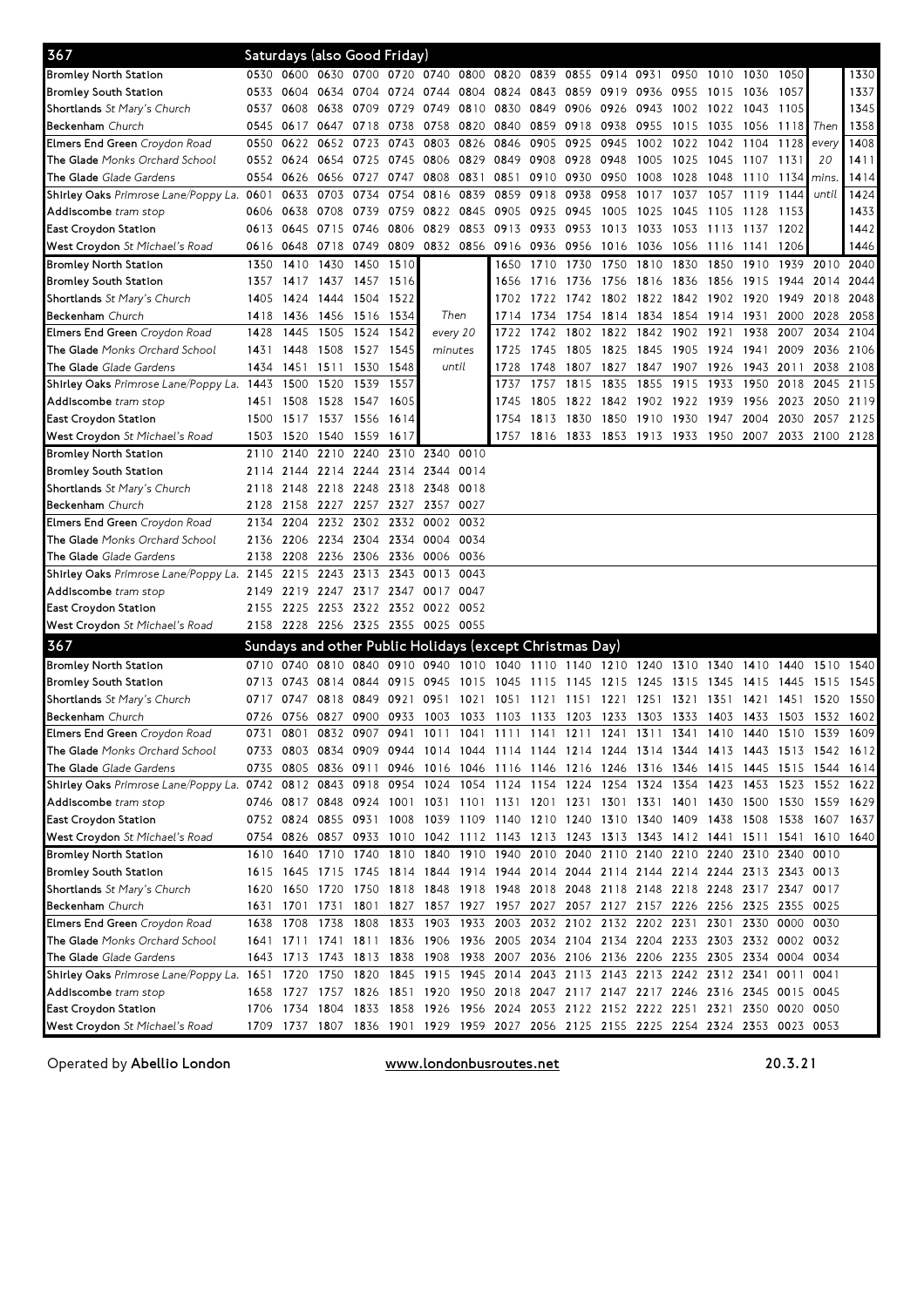## 367 Saturdays (also Good Friday)

| Stop | | | | | | | | | | | | | | | | | | |
|---|---|---|---|---|---|---|---|---|---|---|---|---|---|---|---|---|---|---|
| **Bromley North Station** | 0530 | 0600 | 0630 | 0700 | 0720 | 0740 | 0800 | 0820 | 0839 | 0855 | 0914 | 0931 | 0950 | 1010 | 1030 | 1050 | | 1330 |
| **Bromley South Station** | 0533 | 0604 | 0634 | 0704 | 0724 | 0744 | 0804 | 0824 | 0843 | 0859 | 0919 | 0936 | 0955 | 1015 | 1036 | 1057 | | 1337 |
| **Shortlands** *St Mary's Church* | 0537 | 0608 | 0638 | 0709 | 0729 | 0749 | 0810 | 0830 | 0849 | 0906 | 0926 | 0943 | 1002 | 1022 | 1043 | 1105 | | 1345 |
| **Beckenham** *Church* | 0545 | 0617 | 0647 | 0718 | 0738 | 0758 | 0820 | 0840 | 0859 | 0918 | 0938 | 0955 | 1015 | 1035 | 1056 | 1118 | Then | 1358 |
| **Elmers End Green** *Croydon Road* | 0550 | 0622 | 0652 | 0723 | 0743 | 0803 | 0826 | 0846 | 0905 | 0925 | 0945 | 1002 | 1022 | 1042 | 1104 | 1128 | every | 1408 |
| **The Glade** *Monks Orchard School* | 0552 | 0624 | 0654 | 0725 | 0745 | 0806 | 0829 | 0849 | 0908 | 0928 | 0948 | 1005 | 1025 | 1045 | 1107 | 1131 | 20 | 1411 |
| **The Glade** *Glade Gardens* | 0554 | 0626 | 0656 | 0727 | 0747 | 0808 | 0831 | 0851 | 0910 | 0930 | 0950 | 1008 | 1028 | 1048 | 1110 | 1134 | mins. | 1414 |
| **Shirley Oaks** *Primrose Lane/Poppy La.* | 0601 | 0633 | 0703 | 0734 | 0754 | 0816 | 0839 | 0859 | 0918 | 0938 | 0958 | 1017 | 1037 | 1057 | 1119 | 1144 | until | 1424 |
| **Addiscombe** *tram stop* | 0606 | 0638 | 0708 | 0739 | 0759 | 0822 | 0845 | 0905 | 0925 | 0945 | 1005 | 1025 | 1045 | 1105 | 1128 | 1153 | | 1433 |
| **East Croydon Station** | 0613 | 0645 | 0715 | 0746 | 0806 | 0829 | 0853 | 0913 | 0933 | 0953 | 1013 | 1033 | 1053 | 1113 | 1137 | 1202 | | 1442 |
| **West Croydon** *St Michael's Road* | 0616 | 0648 | 0718 | 0749 | 0809 | 0832 | 0856 | 0916 | 0936 | 0956 | 1016 | 1036 | 1056 | 1116 | 1141 | 1206 | | 1446 |

| Stop | | | | | | | | | | | | | | | | | | |
|---|---|---|---|---|---|---|---|---|---|---|---|---|---|---|---|---|---|---|
| **Bromley North Station** | 1350 | 1410 | 1430 | 1450 | 1510 | | | 1650 | 1710 | 1730 | 1750 | 1810 | 1830 | 1850 | 1910 | 1939 | 2010 | 2040 |
| **Bromley South Station** | 1357 | 1417 | 1437 | 1457 | 1516 | | | 1656 | 1716 | 1736 | 1756 | 1816 | 1836 | 1856 | 1915 | 1944 | 2014 | 2044 |
| **Shortlands** *St Mary's Church* | 1405 | 1424 | 1444 | 1504 | 1522 | | | 1702 | 1722 | 1742 | 1802 | 1822 | 1842 | 1902 | 1920 | 1949 | 2018 | 2048 |
| **Beckenham** *Church* | 1418 | 1436 | 1456 | 1516 | 1534 | Then | | 1714 | 1734 | 1754 | 1814 | 1834 | 1854 | 1914 | 1931 | 2000 | 2028 | 2058 |
| **Elmers End Green** *Croydon Road* | 1428 | 1445 | 1505 | 1524 | 1542 | every 20 | | 1722 | 1742 | 1802 | 1822 | 1842 | 1902 | 1921 | 1938 | 2007 | 2034 | 2104 |
| **The Glade** *Monks Orchard School* | 1431 | 1448 | 1508 | 1527 | 1545 | minutes | | 1725 | 1745 | 1805 | 1825 | 1845 | 1905 | 1924 | 1941 | 2009 | 2036 | 2106 |
| **The Glade** *Glade Gardens* | 1434 | 1451 | 1511 | 1530 | 1548 | until | | 1728 | 1748 | 1807 | 1827 | 1847 | 1907 | 1926 | 1943 | 2011 | 2038 | 2108 |
| **Shirley Oaks** *Primrose Lane/Poppy La.* | 1443 | 1500 | 1520 | 1539 | 1557 | | | 1737 | 1757 | 1815 | 1835 | 1855 | 1915 | 1933 | 1950 | 2018 | 2045 | 2115 |
| **Addiscombe** *tram stop* | 1451 | 1508 | 1528 | 1547 | 1605 | | | 1745 | 1805 | 1822 | 1842 | 1902 | 1922 | 1939 | 1956 | 2023 | 2050 | 2119 |
| **East Croydon Station** | 1500 | 1517 | 1537 | 1556 | 1614 | | | 1754 | 1813 | 1830 | 1850 | 1910 | 1930 | 1947 | 2004 | 2030 | 2057 | 2125 |
| **West Croydon** *St Michael's Road* | 1503 | 1520 | 1540 | 1559 | 1617 | | | 1757 | 1816 | 1833 | 1853 | 1913 | 1933 | 1950 | 2007 | 2033 | 2100 | 2128 |

| Stop | | | | | | | |
|---|---|---|---|---|---|---|---|
| **Bromley North Station** | 2110 | 2140 | 2210 | 2240 | 2310 | 2340 | 0010 |
| **Bromley South Station** | 2114 | 2144 | 2214 | 2244 | 2314 | 2344 | 0014 |
| **Shortlands** *St Mary's Church* | 2118 | 2148 | 2218 | 2248 | 2318 | 2348 | 0018 |
| **Beckenham** *Church* | 2128 | 2158 | 2227 | 2257 | 2327 | 2357 | 0027 |
| **Elmers End Green** *Croydon Road* | 2134 | 2204 | 2232 | 2302 | 2332 | 0002 | 0032 |
| **The Glade** *Monks Orchard School* | 2136 | 2206 | 2234 | 2304 | 2334 | 0004 | 0034 |
| **The Glade** *Glade Gardens* | 2138 | 2208 | 2236 | 2306 | 2336 | 0006 | 0036 |
| **Shirley Oaks** *Primrose Lane/Poppy La.* | 2145 | 2215 | 2243 | 2313 | 2343 | 0013 | 0043 |
| **Addiscombe** *tram stop* | 2149 | 2219 | 2247 | 2317 | 2347 | 0017 | 0047 |
| **East Croydon Station** | 2155 | 2225 | 2253 | 2322 | 2352 | 0022 | 0052 |
| **West Croydon** *St Michael's Road* | 2158 | 2228 | 2256 | 2325 | 2355 | 0025 | 0055 |

## 367 Sundays and other Public Holidays (except Christmas Day)

| Stop | | | | | | | | | | | | | | | | | | |
|---|---|---|---|---|---|---|---|---|---|---|---|---|---|---|---|---|---|---|
| **Bromley North Station** | 0710 | 0740 | 0810 | 0840 | 0910 | 0940 | 1010 | 1040 | 1110 | 1140 | 1210 | 1240 | 1310 | 1340 | 1410 | 1440 | 1510 | 1540 |
| **Bromley South Station** | 0713 | 0743 | 0814 | 0844 | 0915 | 0945 | 1015 | 1045 | 1115 | 1145 | 1215 | 1245 | 1315 | 1345 | 1415 | 1445 | 1515 | 1545 |
| **Shortlands** *St Mary's Church* | 0717 | 0747 | 0818 | 0849 | 0921 | 0951 | 1021 | 1051 | 1121 | 1151 | 1221 | 1251 | 1321 | 1351 | 1421 | 1451 | 1520 | 1550 |
| **Beckenham** *Church* | 0726 | 0756 | 0827 | 0900 | 0933 | 1003 | 1033 | 1103 | 1133 | 1203 | 1233 | 1303 | 1333 | 1403 | 1433 | 1503 | 1532 | 1602 |
| **Elmers End Green** *Croydon Road* | 0731 | 0801 | 0832 | 0907 | 0941 | 1011 | 1041 | 1111 | 1141 | 1211 | 1241 | 1311 | 1341 | 1410 | 1440 | 1510 | 1539 | 1609 |
| **The Glade** *Monks Orchard School* | 0733 | 0803 | 0834 | 0909 | 0944 | 1014 | 1044 | 1114 | 1144 | 1214 | 1244 | 1314 | 1344 | 1413 | 1443 | 1513 | 1542 | 1612 |
| **The Glade** *Glade Gardens* | 0735 | 0805 | 0836 | 0911 | 0946 | 1016 | 1046 | 1116 | 1146 | 1216 | 1246 | 1316 | 1346 | 1415 | 1445 | 1515 | 1544 | 1614 |
| **Shirley Oaks** *Primrose Lane/Poppy La.* | 0742 | 0812 | 0843 | 0918 | 0954 | 1024 | 1054 | 1124 | 1154 | 1224 | 1254 | 1324 | 1354 | 1423 | 1453 | 1523 | 1552 | 1622 |
| **Addiscombe** *tram stop* | 0746 | 0817 | 0848 | 0924 | 1001 | 1031 | 1101 | 1131 | 1201 | 1231 | 1301 | 1331 | 1401 | 1430 | 1500 | 1530 | 1559 | 1629 |
| **East Croydon Station** | 0752 | 0824 | 0855 | 0931 | 1008 | 1039 | 1109 | 1140 | 1210 | 1240 | 1310 | 1340 | 1409 | 1438 | 1508 | 1538 | 1607 | 1637 |
| **West Croydon** *St Michael's Road* | 0754 | 0826 | 0857 | 0933 | 1010 | 1042 | 1112 | 1143 | 1213 | 1243 | 1313 | 1343 | 1412 | 1441 | 1511 | 1541 | 1610 | 1640 |

| Stop | | | | | | | | | | | | | | | | | |
|---|---|---|---|---|---|---|---|---|---|---|---|---|---|---|---|---|---|
| **Bromley North Station** | 1610 | 1640 | 1710 | 1740 | 1810 | 1840 | 1910 | 1940 | 2010 | 2040 | 2110 | 2140 | 2210 | 2240 | 2310 | 2340 | 0010 |
| **Bromley South Station** | 1615 | 1645 | 1715 | 1745 | 1814 | 1844 | 1914 | 1944 | 2014 | 2044 | 2114 | 2144 | 2214 | 2244 | 2313 | 2343 | 0013 |
| **Shortlands** *St Mary's Church* | 1620 | 1650 | 1720 | 1750 | 1818 | 1848 | 1918 | 1948 | 2018 | 2048 | 2118 | 2148 | 2218 | 2248 | 2317 | 2347 | 0017 |
| **Beckenham** *Church* | 1631 | 1701 | 1731 | 1801 | 1827 | 1857 | 1927 | 1957 | 2027 | 2057 | 2127 | 2157 | 2226 | 2256 | 2325 | 2355 | 0025 |
| **Elmers End Green** *Croydon Road* | 1638 | 1708 | 1738 | 1808 | 1833 | 1903 | 1933 | 2003 | 2032 | 2102 | 2132 | 2202 | 2231 | 2301 | 2330 | 0000 | 0030 |
| **The Glade** *Monks Orchard School* | 1641 | 1711 | 1741 | 1811 | 1836 | 1906 | 1936 | 2005 | 2034 | 2104 | 2134 | 2204 | 2233 | 2303 | 2332 | 0002 | 0032 |
| **The Glade** *Glade Gardens* | 1643 | 1713 | 1743 | 1813 | 1838 | 1908 | 1938 | 2007 | 2036 | 2106 | 2136 | 2206 | 2235 | 2305 | 2334 | 0004 | 0034 |
| **Shirley Oaks** *Primrose Lane/Poppy La.* | 1651 | 1720 | 1750 | 1820 | 1845 | 1915 | 1945 | 2014 | 2043 | 2113 | 2143 | 2213 | 2242 | 2312 | 2341 | 0011 | 0041 |
| **Addiscombe** *tram stop* | 1658 | 1727 | 1757 | 1826 | 1851 | 1920 | 1950 | 2018 | 2047 | 2117 | 2147 | 2217 | 2246 | 2316 | 2345 | 0015 | 0045 |
| **East Croydon Station** | 1706 | 1734 | 1804 | 1833 | 1858 | 1926 | 1956 | 2024 | 2053 | 2122 | 2152 | 2222 | 2251 | 2321 | 2350 | 0020 | 0050 |
| **West Croydon** *St Michael's Road* | 1709 | 1737 | 1807 | 1836 | 1901 | 1929 | 1959 | 2027 | 2056 | 2125 | 2155 | 2225 | 2254 | 2324 | 2353 | 0023 | 0053 |

Operated by **Abellio London** www.londonbusroutes.net 20.3.21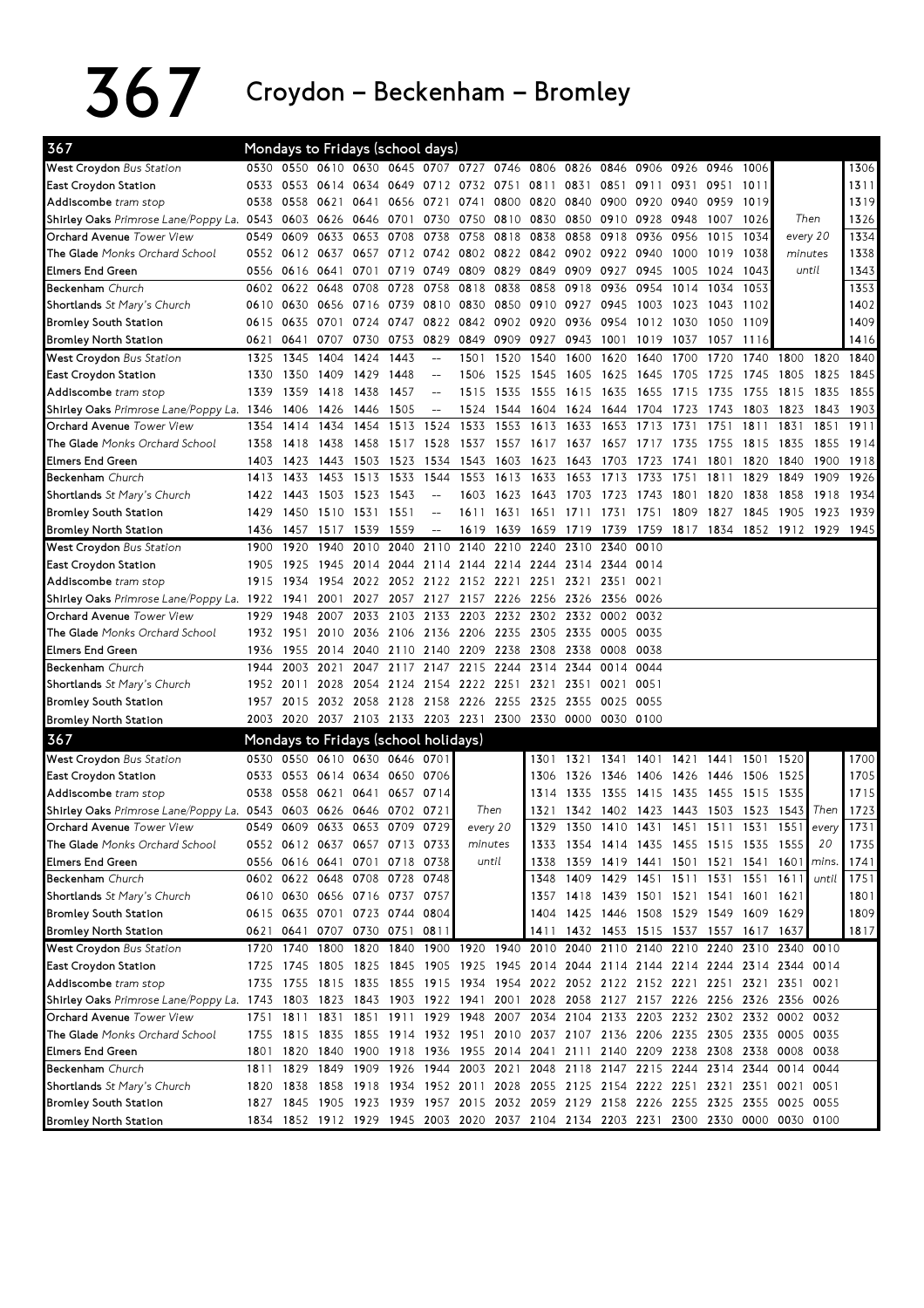# 367 Croydon – Beckenham – Bromley

## Mondays to Fridays (school days)

| 367 | | | | | | | | | | | | | | | | | | |
|---|---|---|---|---|---|---|---|---|---|---|---|---|---|---|---|---|---|---|
| West Croydon Bus Station | 0530 | 0550 | 0610 | 0630 | 0645 | 0707 | 0727 | 0746 | 0806 | 0826 | 0846 | 0906 | 0926 | 0946 | 1006 | | | 1306 |
| East Croydon Station | 0533 | 0553 | 0614 | 0634 | 0649 | 0712 | 0732 | 0751 | 0811 | 0831 | 0851 | 0911 | 0931 | 0951 | 1011 | | | 1311 |
| Addiscombe tram stop | 0538 | 0558 | 0621 | 0641 | 0656 | 0721 | 0741 | 0800 | 0820 | 0840 | 0900 | 0920 | 0940 | 0959 | 1019 | | | 1319 |
| Shirley Oaks Primrose Lane/Poppy La. | 0543 | 0603 | 0626 | 0646 | 0701 | 0730 | 0750 | 0810 | 0830 | 0850 | 0910 | 0928 | 0948 | 1007 | 1026 | Then | | 1326 |
| Orchard Avenue Tower View | 0549 | 0609 | 0633 | 0653 | 0708 | 0738 | 0758 | 0818 | 0838 | 0858 | 0918 | 0936 | 0956 | 1015 | 1034 | every 20 | | 1334 |
| The Glade Monks Orchard School | 0552 | 0612 | 0637 | 0657 | 0712 | 0742 | 0802 | 0822 | 0842 | 0902 | 0922 | 0940 | 1000 | 1019 | 1038 | minutes | | 1338 |
| Elmers End Green | 0556 | 0616 | 0641 | 0701 | 0719 | 0749 | 0809 | 0829 | 0849 | 0909 | 0927 | 0945 | 1005 | 1024 | 1043 | until | | 1343 |
| Beckenham Church | 0602 | 0622 | 0648 | 0708 | 0728 | 0758 | 0818 | 0838 | 0858 | 0918 | 0936 | 0954 | 1014 | 1034 | 1053 | | | 1353 |
| Shortlands St Mary's Church | 0610 | 0630 | 0656 | 0716 | 0739 | 0810 | 0830 | 0850 | 0910 | 0927 | 0945 | 1003 | 1023 | 1043 | 1102 | | | 1402 |
| Bromley South Station | 0615 | 0635 | 0701 | 0724 | 0747 | 0822 | 0842 | 0902 | 0920 | 0936 | 0954 | 1012 | 1030 | 1050 | 1109 | | | 1409 |
| Bromley North Station | 0621 | 0641 | 0707 | 0730 | 0753 | 0829 | 0849 | 0909 | 0927 | 0943 | 1001 | 1019 | 1037 | 1057 | 1116 | | | 1416 |
| West Croydon Bus Station | 1325 | 1345 | 1404 | 1424 | 1443 | -- | 1501 | 1520 | 1540 | 1600 | 1620 | 1640 | 1700 | 1720 | 1740 | 1800 | 1820 | 1840 |
| East Croydon Station | 1330 | 1350 | 1409 | 1429 | 1448 | -- | 1506 | 1525 | 1545 | 1605 | 1625 | 1645 | 1705 | 1725 | 1745 | 1805 | 1825 | 1845 |
| Addiscombe tram stop | 1339 | 1359 | 1418 | 1438 | 1457 | -- | 1515 | 1535 | 1555 | 1615 | 1635 | 1655 | 1715 | 1735 | 1755 | 1815 | 1835 | 1855 |
| Shirley Oaks Primrose Lane/Poppy La. | 1346 | 1406 | 1426 | 1446 | 1505 | -- | 1524 | 1544 | 1604 | 1624 | 1644 | 1704 | 1723 | 1743 | 1803 | 1823 | 1843 | 1903 |
| Orchard Avenue Tower View | 1354 | 1414 | 1434 | 1454 | 1513 | 1524 | 1533 | 1553 | 1613 | 1633 | 1653 | 1713 | 1731 | 1751 | 1811 | 1831 | 1851 | 1911 |
| The Glade Monks Orchard School | 1358 | 1418 | 1438 | 1458 | 1517 | 1528 | 1537 | 1557 | 1617 | 1637 | 1657 | 1717 | 1735 | 1755 | 1815 | 1835 | 1855 | 1914 |
| Elmers End Green | 1403 | 1423 | 1443 | 1503 | 1523 | 1534 | 1543 | 1603 | 1623 | 1643 | 1703 | 1723 | 1741 | 1801 | 1820 | 1840 | 1900 | 1918 |
| Beckenham Church | 1413 | 1433 | 1453 | 1513 | 1533 | 1544 | 1553 | 1613 | 1633 | 1653 | 1713 | 1733 | 1751 | 1811 | 1829 | 1849 | 1909 | 1926 |
| Shortlands St Mary's Church | 1422 | 1443 | 1503 | 1523 | 1543 | -- | 1603 | 1623 | 1643 | 1703 | 1723 | 1743 | 1801 | 1820 | 1838 | 1858 | 1918 | 1934 |
| Bromley South Station | 1429 | 1450 | 1510 | 1531 | 1551 | -- | 1611 | 1631 | 1651 | 1711 | 1731 | 1751 | 1809 | 1827 | 1845 | 1905 | 1923 | 1939 |
| Bromley North Station | 1436 | 1457 | 1517 | 1539 | 1559 | -- | 1619 | 1639 | 1659 | 1719 | 1739 | 1759 | 1817 | 1834 | 1852 | 1912 | 1929 | 1945 |
| West Croydon Bus Station | 1900 | 1920 | 1940 | 2010 | 2040 | 2110 | 2140 | 2210 | 2240 | 2310 | 2340 | 0010 | | | | | | |
| East Croydon Station | 1905 | 1925 | 1945 | 2014 | 2044 | 2114 | 2144 | 2214 | 2244 | 2314 | 2344 | 0014 | | | | | | |
| Addiscombe tram stop | 1915 | 1934 | 1954 | 2022 | 2052 | 2122 | 2152 | 2221 | 2251 | 2321 | 2351 | 0021 | | | | | | |
| Shirley Oaks Primrose Lane/Poppy La. | 1922 | 1941 | 2001 | 2027 | 2057 | 2127 | 2157 | 2226 | 2256 | 2326 | 2356 | 0026 | | | | | | |
| Orchard Avenue Tower View | 1929 | 1948 | 2007 | 2033 | 2103 | 2133 | 2203 | 2232 | 2302 | 2332 | 0002 | 0032 | | | | | | |
| The Glade Monks Orchard School | 1932 | 1951 | 2010 | 2036 | 2106 | 2136 | 2206 | 2235 | 2305 | 2335 | 0005 | 0035 | | | | | | |
| Elmers End Green | 1936 | 1955 | 2014 | 2040 | 2110 | 2140 | 2209 | 2238 | 2308 | 2338 | 0008 | 0038 | | | | | | |
| Beckenham Church | 1944 | 2003 | 2021 | 2047 | 2117 | 2147 | 2215 | 2244 | 2314 | 2344 | 0014 | 0044 | | | | | | |
| Shortlands St Mary's Church | 1952 | 2011 | 2028 | 2054 | 2124 | 2154 | 2222 | 2251 | 2321 | 2351 | 0021 | 0051 | | | | | | |
| Bromley South Station | 1957 | 2015 | 2032 | 2058 | 2128 | 2158 | 2226 | 2255 | 2325 | 2355 | 0025 | 0055 | | | | | | |
| Bromley North Station | 2003 | 2020 | 2037 | 2103 | 2133 | 2203 | 2231 | 2300 | 2330 | 0000 | 0030 | 0100 | | | | | | |

## Mondays to Fridays (school holidays)

| 367 | | | | | | | | | | | | | | | | | | |
|---|---|---|---|---|---|---|---|---|---|---|---|---|---|---|---|---|---|---|
| West Croydon Bus Station | 0530 | 0550 | 0610 | 0630 | 0646 | 0701 | | | 1301 | 1321 | 1341 | 1401 | 1421 | 1441 | 1501 | 1520 | | 1700 |
| East Croydon Station | 0533 | 0553 | 0614 | 0634 | 0650 | 0706 | | | 1306 | 1326 | 1346 | 1406 | 1426 | 1446 | 1506 | 1525 | | 1705 |
| Addiscombe tram stop | 0538 | 0558 | 0621 | 0641 | 0657 | 0714 | | | 1314 | 1335 | 1355 | 1415 | 1435 | 1455 | 1515 | 1535 | | 1715 |
| Shirley Oaks Primrose Lane/Poppy La. | 0543 | 0603 | 0626 | 0646 | 0702 | 0721 | Then | | 1321 | 1342 | 1402 | 1423 | 1443 | 1503 | 1523 | 1543 | Then | 1723 |
| Orchard Avenue Tower View | 0549 | 0609 | 0633 | 0653 | 0709 | 0729 | every 20 | | 1329 | 1350 | 1410 | 1431 | 1451 | 1511 | 1531 | 1551 | every | 1731 |
| The Glade Monks Orchard School | 0552 | 0612 | 0637 | 0657 | 0713 | 0733 | minutes | | 1333 | 1354 | 1414 | 1435 | 1455 | 1515 | 1535 | 1555 | 20 | 1735 |
| Elmers End Green | 0556 | 0616 | 0641 | 0701 | 0718 | 0738 | until | | 1338 | 1359 | 1419 | 1441 | 1501 | 1521 | 1541 | 1601 | mins. | 1741 |
| Beckenham Church | 0602 | 0622 | 0648 | 0708 | 0728 | 0748 | | | 1348 | 1409 | 1429 | 1451 | 1511 | 1531 | 1551 | 1611 | until | 1751 |
| Shortlands St Mary's Church | 0610 | 0630 | 0656 | 0716 | 0737 | 0757 | | | 1357 | 1418 | 1439 | 1501 | 1521 | 1541 | 1601 | 1621 | | 1801 |
| Bromley South Station | 0615 | 0635 | 0701 | 0723 | 0744 | 0804 | | | 1404 | 1425 | 1446 | 1508 | 1529 | 1549 | 1609 | 1629 | | 1809 |
| Bromley North Station | 0621 | 0641 | 0707 | 0730 | 0751 | 0811 | | | 1411 | 1432 | 1453 | 1515 | 1537 | 1557 | 1617 | 1637 | | 1817 |
| West Croydon Bus Station | 1720 | 1740 | 1800 | 1820 | 1840 | 1900 | 1920 | 1940 | 2010 | 2040 | 2110 | 2140 | 2210 | 2240 | 2310 | 2340 | 0010 | |
| East Croydon Station | 1725 | 1745 | 1805 | 1825 | 1845 | 1905 | 1925 | 1945 | 2014 | 2044 | 2114 | 2144 | 2214 | 2244 | 2314 | 2344 | 0014 | |
| Addiscombe tram stop | 1735 | 1755 | 1815 | 1835 | 1855 | 1915 | 1934 | 1954 | 2022 | 2052 | 2122 | 2152 | 2221 | 2251 | 2321 | 2351 | 0021 | |
| Shirley Oaks Primrose Lane/Poppy La. | 1743 | 1803 | 1823 | 1843 | 1903 | 1922 | 1941 | 2001 | 2028 | 2058 | 2127 | 2157 | 2226 | 2256 | 2326 | 2356 | 0026 | |
| Orchard Avenue Tower View | 1751 | 1811 | 1831 | 1851 | 1911 | 1929 | 1948 | 2007 | 2034 | 2104 | 2133 | 2203 | 2232 | 2302 | 2332 | 0002 | 0032 | |
| The Glade Monks Orchard School | 1755 | 1815 | 1835 | 1855 | 1914 | 1932 | 1951 | 2010 | 2037 | 2107 | 2136 | 2206 | 2235 | 2305 | 2335 | 0005 | 0035 | |
| Elmers End Green | 1801 | 1820 | 1840 | 1900 | 1918 | 1936 | 1955 | 2014 | 2041 | 2111 | 2140 | 2209 | 2238 | 2308 | 2338 | 0008 | 0038 | |
| Beckenham Church | 1811 | 1829 | 1849 | 1909 | 1926 | 1944 | 2003 | 2021 | 2048 | 2118 | 2147 | 2215 | 2244 | 2314 | 2344 | 0014 | 0044 | |
| Shortlands St Mary's Church | 1820 | 1838 | 1858 | 1918 | 1934 | 1952 | 2011 | 2028 | 2055 | 2125 | 2154 | 2222 | 2251 | 2321 | 2351 | 0021 | 0051 | |
| Bromley South Station | 1827 | 1845 | 1905 | 1923 | 1939 | 1957 | 2015 | 2032 | 2059 | 2129 | 2158 | 2226 | 2255 | 2325 | 2355 | 0025 | 0055 | |
| Bromley North Station | 1834 | 1852 | 1912 | 1929 | 1945 | 2003 | 2020 | 2037 | 2104 | 2134 | 2203 | 2231 | 2300 | 2330 | 0000 | 0030 | 0100 | |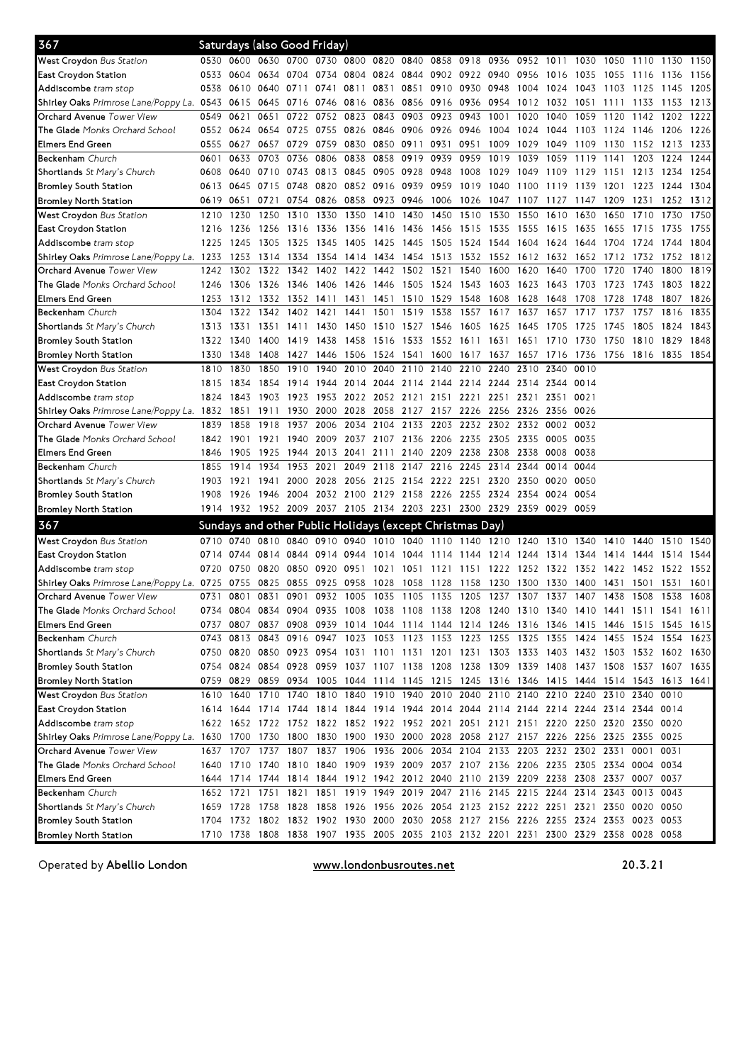## 367 Saturdays (also Good Friday)

| | | | | | | | | | | | | | | | | | | |
|---|---|---|---|---|---|---|---|---|---|---|---|---|---|---|---|---|---|---|
| **West Croydon** *Bus Station* | 0530 | 0600 | 0630 | 0700 | 0730 | 0800 | 0820 | 0840 | 0858 | 0918 | 0936 | 0952 | 1011 | 1030 | 1050 | 1110 | 1130 | 1150 |
| **East Croydon Station** | 0533 | 0604 | 0634 | 0704 | 0734 | 0804 | 0824 | 0844 | 0902 | 0922 | 0940 | 0956 | 1016 | 1035 | 1055 | 1116 | 1136 | 1156 |
| **Addiscombe** *tram stop* | 0538 | 0610 | 0640 | 0711 | 0741 | 0811 | 0831 | 0851 | 0910 | 0930 | 0948 | 1004 | 1024 | 1043 | 1103 | 1125 | 1145 | 1205 |
| **Shirley Oaks** *Primrose Lane/Poppy La.* | 0543 | 0615 | 0645 | 0716 | 0746 | 0816 | 0836 | 0856 | 0916 | 0936 | 0954 | 1012 | 1032 | 1051 | 1111 | 1133 | 1153 | 1213 |
| **Orchard Avenue** *Tower View* | 0549 | 0621 | 0651 | 0722 | 0752 | 0823 | 0843 | 0903 | 0923 | 0943 | 1001 | 1020 | 1040 | 1059 | 1120 | 1142 | 1202 | 1222 |
| **The Glade** *Monks Orchard School* | 0552 | 0624 | 0654 | 0725 | 0755 | 0826 | 0846 | 0906 | 0926 | 0946 | 1004 | 1024 | 1044 | 1103 | 1124 | 1146 | 1206 | 1226 |
| **Elmers End Green** | 0555 | 0627 | 0657 | 0729 | 0759 | 0830 | 0850 | 0911 | 0931 | 0951 | 1009 | 1029 | 1049 | 1109 | 1130 | 1152 | 1213 | 1233 |
| **Beckenham** *Church* | 0601 | 0633 | 0703 | 0736 | 0806 | 0838 | 0858 | 0919 | 0939 | 0959 | 1019 | 1039 | 1059 | 1119 | 1141 | 1203 | 1224 | 1244 |
| **Shortlands** *St Mary's Church* | 0608 | 0640 | 0710 | 0743 | 0813 | 0845 | 0905 | 0928 | 0948 | 1008 | 1029 | 1049 | 1109 | 1129 | 1151 | 1213 | 1234 | 1254 |
| **Bromley South Station** | 0613 | 0645 | 0715 | 0748 | 0820 | 0852 | 0916 | 0939 | 0959 | 1019 | 1040 | 1100 | 1119 | 1139 | 1201 | 1223 | 1244 | 1304 |
| **Bromley North Station** | 0619 | 0651 | 0721 | 0754 | 0826 | 0858 | 0923 | 0946 | 1006 | 1026 | 1047 | 1107 | 1127 | 1147 | 1209 | 1231 | 1252 | 1312 |
| **West Croydon** *Bus Station* | 1210 | 1230 | 1250 | 1310 | 1330 | 1350 | 1410 | 1430 | 1450 | 1510 | 1530 | 1550 | 1610 | 1630 | 1650 | 1710 | 1730 | 1750 |
| **East Croydon Station** | 1216 | 1236 | 1256 | 1316 | 1336 | 1356 | 1416 | 1436 | 1456 | 1515 | 1535 | 1555 | 1615 | 1635 | 1655 | 1715 | 1735 | 1755 |
| **Addiscombe** *tram stop* | 1225 | 1245 | 1305 | 1325 | 1345 | 1405 | 1425 | 1445 | 1505 | 1524 | 1544 | 1604 | 1624 | 1644 | 1704 | 1724 | 1744 | 1804 |
| **Shirley Oaks** *Primrose Lane/Poppy La.* | 1233 | 1253 | 1314 | 1334 | 1354 | 1414 | 1434 | 1454 | 1513 | 1532 | 1552 | 1612 | 1632 | 1652 | 1712 | 1732 | 1752 | 1812 |
| **Orchard Avenue** *Tower View* | 1242 | 1302 | 1322 | 1342 | 1402 | 1422 | 1442 | 1502 | 1521 | 1540 | 1600 | 1620 | 1640 | 1700 | 1720 | 1740 | 1800 | 1819 |
| **The Glade** *Monks Orchard School* | 1246 | 1306 | 1326 | 1346 | 1406 | 1426 | 1446 | 1505 | 1524 | 1543 | 1603 | 1623 | 1643 | 1703 | 1723 | 1743 | 1803 | 1822 |
| **Elmers End Green** | 1253 | 1312 | 1332 | 1352 | 1411 | 1431 | 1451 | 1510 | 1529 | 1548 | 1608 | 1628 | 1648 | 1708 | 1728 | 1748 | 1807 | 1826 |
| **Beckenham** *Church* | 1304 | 1322 | 1342 | 1402 | 1421 | 1441 | 1501 | 1519 | 1538 | 1557 | 1617 | 1637 | 1657 | 1717 | 1737 | 1757 | 1816 | 1835 |
| **Shortlands** *St Mary's Church* | 1313 | 1331 | 1351 | 1411 | 1430 | 1450 | 1510 | 1527 | 1546 | 1605 | 1625 | 1645 | 1705 | 1725 | 1745 | 1805 | 1824 | 1843 |
| **Bromley South Station** | 1322 | 1340 | 1400 | 1419 | 1438 | 1458 | 1516 | 1533 | 1552 | 1611 | 1631 | 1651 | 1710 | 1730 | 1750 | 1810 | 1829 | 1848 |
| **Bromley North Station** | 1330 | 1348 | 1408 | 1427 | 1446 | 1506 | 1524 | 1541 | 1600 | 1617 | 1637 | 1657 | 1716 | 1736 | 1756 | 1816 | 1835 | 1854 |
| **West Croydon** *Bus Station* | 1810 | 1830 | 1850 | 1910 | 1940 | 2010 | 2040 | 2110 | 2140 | 2210 | 2240 | 2310 | 2340 | 0010 | | | | |
| **East Croydon Station** | 1815 | 1834 | 1854 | 1914 | 1944 | 2014 | 2044 | 2114 | 2144 | 2214 | 2244 | 2314 | 2344 | 0014 | | | | |
| **Addiscombe** *tram stop* | 1824 | 1843 | 1903 | 1923 | 1953 | 2022 | 2052 | 2121 | 2151 | 2221 | 2251 | 2321 | 2351 | 0021 | | | | |
| **Shirley Oaks** *Primrose Lane/Poppy La.* | 1832 | 1851 | 1911 | 1930 | 2000 | 2028 | 2058 | 2127 | 2157 | 2226 | 2256 | 2326 | 2356 | 0026 | | | | |
| **Orchard Avenue** *Tower View* | 1839 | 1858 | 1918 | 1937 | 2006 | 2034 | 2104 | 2133 | 2203 | 2232 | 2302 | 2332 | 0002 | 0032 | | | | |
| **The Glade** *Monks Orchard School* | 1842 | 1901 | 1921 | 1940 | 2009 | 2037 | 2107 | 2136 | 2206 | 2235 | 2305 | 2335 | 0005 | 0035 | | | | |
| **Elmers End Green** | 1846 | 1905 | 1925 | 1944 | 2013 | 2041 | 2111 | 2140 | 2209 | 2238 | 2308 | 2338 | 0008 | 0038 | | | | |
| **Beckenham** *Church* | 1855 | 1914 | 1934 | 1953 | 2021 | 2049 | 2118 | 2147 | 2216 | 2245 | 2314 | 2344 | 0014 | 0044 | | | | |
| **Shortlands** *St Mary's Church* | 1903 | 1921 | 1941 | 2000 | 2028 | 2056 | 2125 | 2154 | 2222 | 2251 | 2320 | 2350 | 0020 | 0050 | | | | |
| **Bromley South Station** | 1908 | 1926 | 1946 | 2004 | 2032 | 2100 | 2129 | 2158 | 2226 | 2255 | 2324 | 2354 | 0024 | 0054 | | | | |
| **Bromley North Station** | 1914 | 1932 | 1952 | 2009 | 2037 | 2105 | 2134 | 2203 | 2231 | 2300 | 2329 | 2359 | 0029 | 0059 | | | | |

## 367 Sundays and other Public Holidays (except Christmas Day)

| | | | | | | | | | | | | | | | | | | |
|---|---|---|---|---|---|---|---|---|---|---|---|---|---|---|---|---|---|---|
| **West Croydon** *Bus Station* | 0710 | 0740 | 0810 | 0840 | 0910 | 0940 | 1010 | 1040 | 1110 | 1140 | 1210 | 1240 | 1310 | 1340 | 1410 | 1440 | 1510 | 1540 |
| **East Croydon Station** | 0714 | 0744 | 0814 | 0844 | 0914 | 0944 | 1014 | 1044 | 1114 | 1144 | 1214 | 1244 | 1314 | 1344 | 1414 | 1444 | 1514 | 1544 |
| **Addiscombe** *tram stop* | 0720 | 0750 | 0820 | 0850 | 0920 | 0951 | 1021 | 1051 | 1121 | 1151 | 1222 | 1252 | 1322 | 1352 | 1422 | 1452 | 1522 | 1552 |
| **Shirley Oaks** *Primrose Lane/Poppy La.* | 0725 | 0755 | 0825 | 0855 | 0925 | 0958 | 1028 | 1058 | 1128 | 1158 | 1230 | 1300 | 1330 | 1400 | 1431 | 1501 | 1531 | 1601 |
| **Orchard Avenue** *Tower View* | 0731 | 0801 | 0831 | 0901 | 0932 | 1005 | 1035 | 1105 | 1135 | 1205 | 1237 | 1307 | 1337 | 1407 | 1438 | 1508 | 1538 | 1608 |
| **The Glade** *Monks Orchard School* | 0734 | 0804 | 0834 | 0904 | 0935 | 1008 | 1038 | 1108 | 1138 | 1208 | 1240 | 1310 | 1340 | 1410 | 1441 | 1511 | 1541 | 1611 |
| **Elmers End Green** | 0737 | 0807 | 0837 | 0908 | 0939 | 1014 | 1044 | 1114 | 1144 | 1214 | 1246 | 1316 | 1346 | 1415 | 1446 | 1515 | 1545 | 1615 |
| **Beckenham** *Church* | 0743 | 0813 | 0843 | 0916 | 0947 | 1023 | 1053 | 1123 | 1153 | 1223 | 1255 | 1325 | 1355 | 1424 | 1455 | 1524 | 1554 | 1623 |
| **Shortlands** *St Mary's Church* | 0750 | 0820 | 0850 | 0923 | 0954 | 1031 | 1101 | 1131 | 1201 | 1231 | 1303 | 1333 | 1403 | 1432 | 1503 | 1532 | 1602 | 1630 |
| **Bromley South Station** | 0754 | 0824 | 0854 | 0928 | 0959 | 1037 | 1107 | 1138 | 1208 | 1238 | 1309 | 1339 | 1408 | 1437 | 1508 | 1537 | 1607 | 1635 |
| **Bromley North Station** | 0759 | 0829 | 0859 | 0934 | 1005 | 1044 | 1114 | 1145 | 1215 | 1245 | 1316 | 1346 | 1415 | 1444 | 1514 | 1543 | 1613 | 1641 |
| **West Croydon** *Bus Station* | 1610 | 1640 | 1710 | 1740 | 1810 | 1840 | 1910 | 1940 | 2010 | 2040 | 2110 | 2140 | 2210 | 2240 | 2310 | 2340 | 0010 | |
| **East Croydon Station** | 1614 | 1644 | 1714 | 1744 | 1814 | 1844 | 1914 | 1944 | 2014 | 2044 | 2114 | 2144 | 2214 | 2244 | 2314 | 2344 | 0014 | |
| **Addiscombe** *tram stop* | 1622 | 1652 | 1722 | 1752 | 1822 | 1852 | 1922 | 1952 | 2021 | 2051 | 2121 | 2151 | 2220 | 2250 | 2320 | 2350 | 0020 | |
| **Shirley Oaks** *Primrose Lane/Poppy La.* | 1630 | 1700 | 1730 | 1800 | 1830 | 1900 | 1930 | 2000 | 2028 | 2058 | 2127 | 2157 | 2226 | 2256 | 2325 | 2355 | 0025 | |
| **Orchard Avenue** *Tower View* | 1637 | 1707 | 1737 | 1807 | 1837 | 1906 | 1936 | 2006 | 2034 | 2104 | 2133 | 2203 | 2232 | 2302 | 2331 | 0001 | 0031 | |
| **The Glade** *Monks Orchard School* | 1640 | 1710 | 1740 | 1810 | 1840 | 1909 | 1939 | 2009 | 2037 | 2107 | 2136 | 2206 | 2235 | 2305 | 2334 | 0004 | 0034 | |
| **Elmers End Green** | 1644 | 1714 | 1744 | 1814 | 1844 | 1912 | 1942 | 2012 | 2040 | 2110 | 2139 | 2209 | 2238 | 2308 | 2337 | 0007 | 0037 | |
| **Beckenham** *Church* | 1652 | 1721 | 1751 | 1821 | 1851 | 1919 | 1949 | 2019 | 2047 | 2116 | 2145 | 2215 | 2244 | 2314 | 2343 | 0013 | 0043 | |
| **Shortlands** *St Mary's Church* | 1659 | 1728 | 1758 | 1828 | 1858 | 1926 | 1956 | 2026 | 2054 | 2123 | 2152 | 2222 | 2251 | 2321 | 2350 | 0020 | 0050 | |
| **Bromley South Station** | 1704 | 1732 | 1802 | 1832 | 1902 | 1930 | 2000 | 2030 | 2058 | 2127 | 2156 | 2226 | 2255 | 2324 | 2353 | 0023 | 0053 | |
| **Bromley North Station** | 1710 | 1738 | 1808 | 1838 | 1907 | 1935 | 2005 | 2035 | 2103 | 2132 | 2201 | 2231 | 2300 | 2329 | 2358 | 0028 | 0058 | |

Operated by **Abellio London** www.londonbusroutes.net 20.3.21